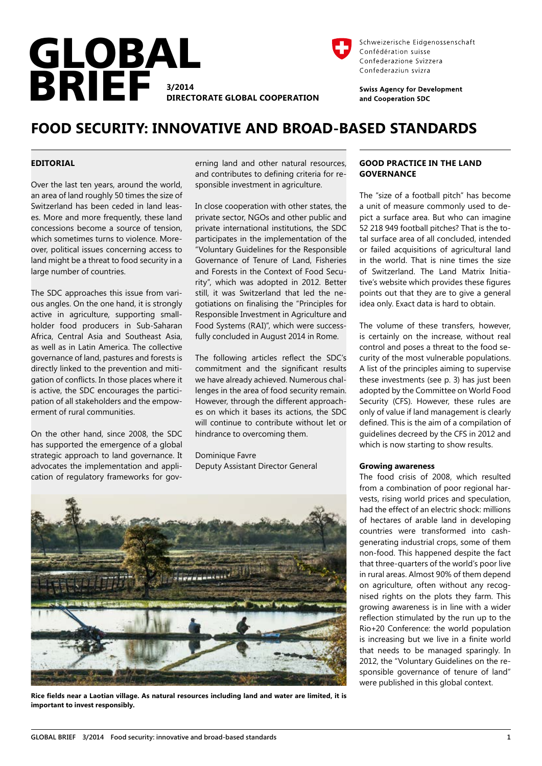# GLOBAL BRIEF

3/2014
DIRECTORATE GLOBAL COOPERATION

Schweizerische Eidgenossenschaft
Confédération suisse
Confederazione Svizzera
Confederaziun svizra

**Swiss Agency for Development and Cooperation SDC**

# FOOD SECURITY: INNOVATIVE AND BROAD-BASED STANDARDS

## EDITORIAL

Over the last ten years, around the world, an area of land roughly 50 times the size of Switzerland has been ceded in land leases. More and more frequently, these land concessions become a source of tension, which sometimes turns to violence. Moreover, political issues concerning access to land might be a threat to food security in a large number of countries.

The SDC approaches this issue from various angles. On the one hand, it is strongly active in agriculture, supporting smallholder food producers in Sub-Saharan Africa, Central Asia and Southeast Asia, as well as in Latin America. The collective governance of land, pastures and forests is directly linked to the prevention and mitigation of conflicts. In those places where it is active, the SDC encourages the participation of all stakeholders and the empowerment of rural communities.

On the other hand, since 2008, the SDC has supported the emergence of a global strategic approach to land governance. It advocates the implementation and application of regulatory frameworks for governing land and other natural resources, and contributes to defining criteria for responsible investment in agriculture.

In close cooperation with other states, the private sector, NGOs and other public and private international institutions, the SDC participates in the implementation of the "Voluntary Guidelines for the Responsible Governance of Tenure of Land, Fisheries and Forests in the Context of Food Security", which was adopted in 2012. Better still, it was Switzerland that led the negotiations on finalising the "Principles for Responsible Investment in Agriculture and Food Systems (RAI)", which were successfully concluded in August 2014 in Rome.

The following articles reflect the SDC's commitment and the significant results we have already achieved. Numerous challenges in the area of food security remain. However, through the different approaches on which it bases its actions, the SDC will continue to contribute without let or hindrance to overcoming them.

Dominique Favre
Deputy Assistant Director General

Rice fields near a Laotian village. As natural resources including land and water are limited, it is important to invest responsibly.

## GOOD PRACTICE IN THE LAND GOVERNANCE

The "size of a football pitch" has become a unit of measure commonly used to depict a surface area. But who can imagine 52 218 949 football pitches? That is the total surface area of all concluded, intended or failed acquisitions of agricultural land in the world. That is nine times the size of Switzerland. The Land Matrix Initiative's website which provides these figures points out that they are to give a general idea only. Exact data is hard to obtain.

The volume of these transfers, however, is certainly on the increase, without real control and poses a threat to the food security of the most vulnerable populations. A list of the principles aiming to supervise these investments (see p. 3) has just been adopted by the Committee on World Food Security (CFS). However, these rules are only of value if land management is clearly defined. This is the aim of a compilation of guidelines decreed by the CFS in 2012 and which is now starting to show results.

### Growing awareness

The food crisis of 2008, which resulted from a combination of poor regional harvests, rising world prices and speculation, had the effect of an electric shock: millions of hectares of arable land in developing countries were transformed into cash-generating industrial crops, some of them non-food. This happened despite the fact that three-quarters of the world's poor live in rural areas. Almost 90% of them depend on agriculture, often without any recognised rights on the plots they farm. This growing awareness is in line with a wider reflection stimulated by the run up to the Rio+20 Conference: the world population is increasing but we live in a finite world that needs to be managed sparingly. In 2012, the "Voluntary Guidelines on the responsible governance of tenure of land" were published in this global context.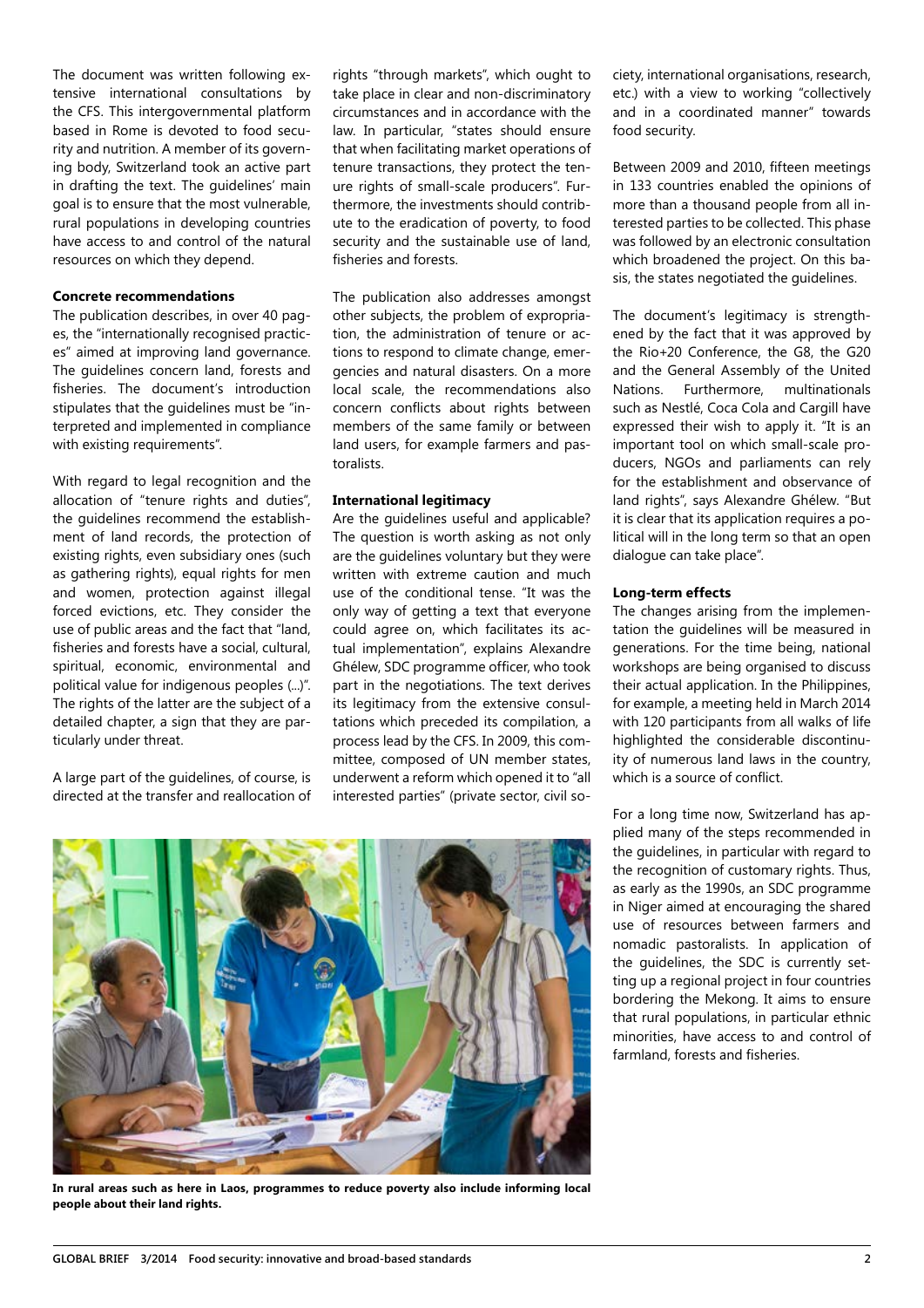The document was written following extensive international consultations by the CFS. This intergovernmental platform based in Rome is devoted to food security and nutrition. A member of its governing body, Switzerland took an active part in drafting the text. The guidelines' main goal is to ensure that the most vulnerable, rural populations in developing countries have access to and control of the natural resources on which they depend.

**Concrete recommendations**

The publication describes, in over 40 pages, the "internationally recognised practices" aimed at improving land governance. The guidelines concern land, forests and fisheries. The document's introduction stipulates that the guidelines must be "interpreted and implemented in compliance with existing requirements".

With regard to legal recognition and the allocation of "tenure rights and duties", the guidelines recommend the establishment of land records, the protection of existing rights, even subsidiary ones (such as gathering rights), equal rights for men and women, protection against illegal forced evictions, etc. They consider the use of public areas and the fact that "land, fisheries and forests have a social, cultural, spiritual, economic, environmental and political value for indigenous peoples (...)". The rights of the latter are the subject of a detailed chapter, a sign that they are particularly under threat.

A large part of the guidelines, of course, is directed at the transfer and reallocation of rights "through markets", which ought to take place in clear and non-discriminatory circumstances and in accordance with the law. In particular, "states should ensure that when facilitating market operations of tenure transactions, they protect the tenure rights of small-scale producers". Furthermore, the investments should contribute to the eradication of poverty, to food security and the sustainable use of land, fisheries and forests.

The publication also addresses amongst other subjects, the problem of expropriation, the administration of tenure or actions to respond to climate change, emergencies and natural disasters. On a more local scale, the recommendations also concern conflicts about rights between members of the same family or between land users, for example farmers and pastoralists.

**International legitimacy**

Are the guidelines useful and applicable? The question is worth asking as not only are the guidelines voluntary but they were written with extreme caution and much use of the conditional tense. "It was the only way of getting a text that everyone could agree on, which facilitates its actual implementation", explains Alexandre Ghélew, SDC programme officer, who took part in the negotiations. The text derives its legitimacy from the extensive consultations which preceded its compilation, a process lead by the CFS. In 2009, this committee, composed of UN member states, underwent a reform which opened it to "all interested parties" (private sector, civil society, international organisations, research, etc.) with a view to working "collectively and in a coordinated manner" towards food security.

Between 2009 and 2010, fifteen meetings in 133 countries enabled the opinions of more than a thousand people from all interested parties to be collected. This phase was followed by an electronic consultation which broadened the project. On this basis, the states negotiated the guidelines.

The document's legitimacy is strengthened by the fact that it was approved by the Rio+20 Conference, the G8, the G20 and the General Assembly of the United Nations. Furthermore, multinationals such as Nestlé, Coca Cola and Cargill have expressed their wish to apply it. "It is an important tool on which small-scale producers, NGOs and parliaments can rely for the establishment and observance of land rights", says Alexandre Ghélew. "But it is clear that its application requires a political will in the long term so that an open dialogue can take place".

**Long-term effects**

The changes arising from the implementation the guidelines will be measured in generations. For the time being, national workshops are being organised to discuss their actual application. In the Philippines, for example, a meeting held in March 2014 with 120 participants from all walks of life highlighted the considerable discontinuity of numerous land laws in the country, which is a source of conflict.

For a long time now, Switzerland has applied many of the steps recommended in the guidelines, in particular with regard to the recognition of customary rights. Thus, as early as the 1990s, an SDC programme in Niger aimed at encouraging the shared use of resources between farmers and nomadic pastoralists. In application of the guidelines, the SDC is currently setting up a regional project in four countries bordering the Mekong. It aims to ensure that rural populations, in particular ethnic minorities, have access to and control of farmland, forests and fisheries.

**In rural areas such as here in Laos, programmes to reduce poverty also include informing local people about their land rights.**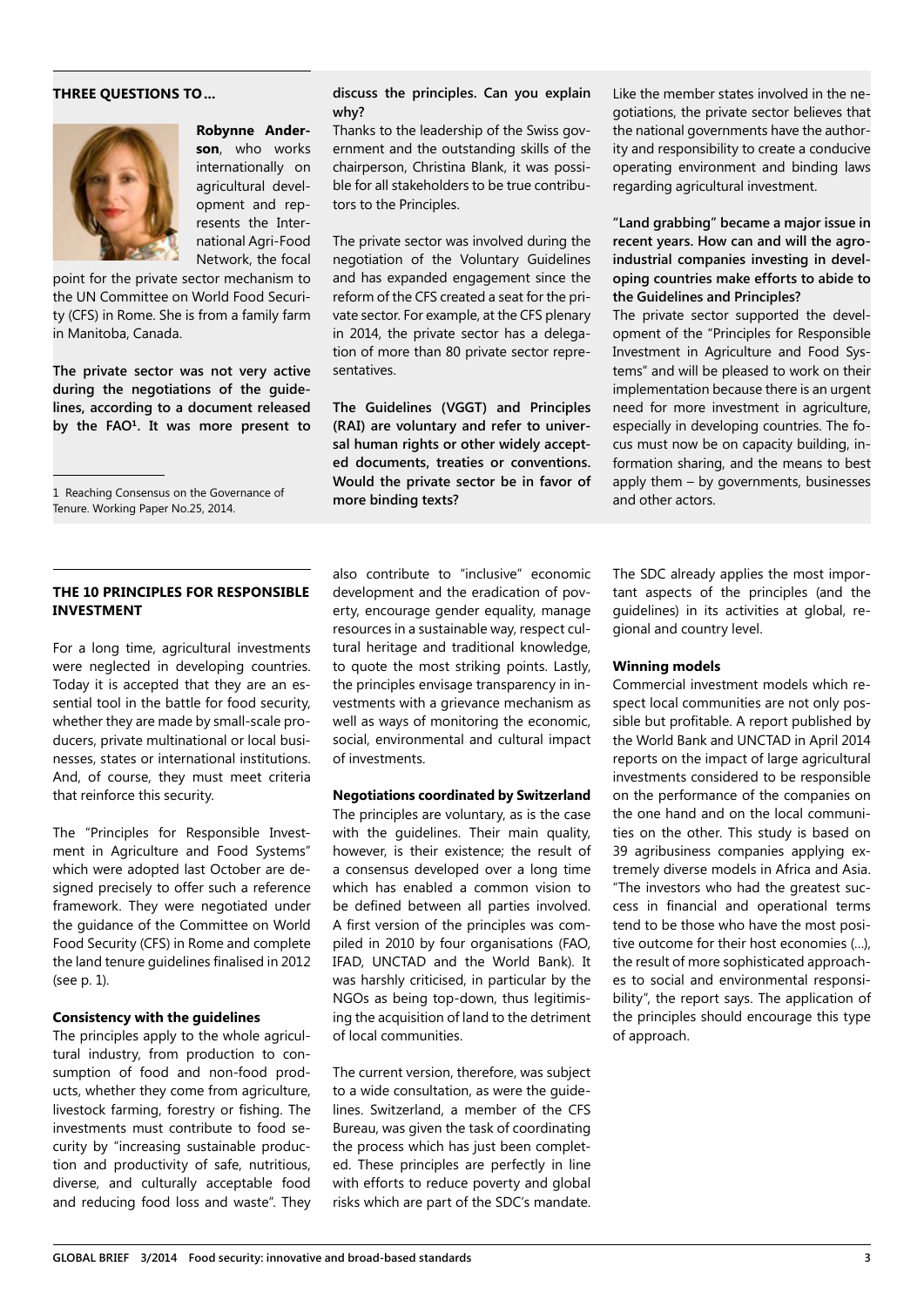## THREE QUESTIONS TO…

**Robynne Anderson**, who works internationally on agricultural development and represents the International Agri-Food Network, the focal point for the private sector mechanism to the UN Committee on World Food Security (CFS) in Rome. She is from a family farm in Manitoba, Canada.

**The private sector was not very active during the negotiations of the guidelines, according to a document released by the FAO[1]. It was more present to discuss the principles. Can you explain why?**

Thanks to the leadership of the Swiss government and the outstanding skills of the chairperson, Christina Blank, it was possible for all stakeholders to be true contributors to the Principles.

The private sector was involved during the negotiation of the Voluntary Guidelines and has expanded engagement since the reform of the CFS created a seat for the private sector. For example, at the CFS plenary in 2014, the private sector has a delegation of more than 80 private sector representatives.

**The Guidelines (VGGT) and Principles (RAI) are voluntary and refer to universal human rights or other widely accepted documents, treaties or conventions. Would the private sector be in favor of more binding texts?**

Like the member states involved in the negotiations, the private sector believes that the national governments have the authority and responsibility to create a conducive operating environment and binding laws regarding agricultural investment.

**"Land grabbing" became a major issue in recent years. How can and will the agro-industrial companies investing in developing countries make efforts to abide to the Guidelines and Principles?**

The private sector supported the development of the "Principles for Responsible Investment in Agriculture and Food Systems" and will be pleased to work on their implementation because there is an urgent need for more investment in agriculture, especially in developing countries. The focus must now be on capacity building, information sharing, and the means to best apply them – by governments, businesses and other actors.

[1] Reaching Consensus on the Governance of Tenure. Working Paper No.25, 2014.

## THE 10 PRINCIPLES FOR RESPONSIBLE INVESTMENT

For a long time, agricultural investments were neglected in developing countries. Today it is accepted that they are an essential tool in the battle for food security, whether they are made by small-scale producers, private multinational or local businesses, states or international institutions. And, of course, they must meet criteria that reinforce this security.

The "Principles for Responsible Investment in Agriculture and Food Systems" which were adopted last October are designed precisely to offer such a reference framework. They were negotiated under the guidance of the Committee on World Food Security (CFS) in Rome and complete the land tenure guidelines finalised in 2012 (see p. 1).

### Consistency with the guidelines

The principles apply to the whole agricultural industry, from production to consumption of food and non-food products, whether they come from agriculture, livestock farming, forestry or fishing. The investments must contribute to food security by "increasing sustainable production and productivity of safe, nutritious, diverse, and culturally acceptable food and reducing food loss and waste". They also contribute to "inclusive" economic development and the eradication of poverty, encourage gender equality, manage resources in a sustainable way, respect cultural heritage and traditional knowledge, to quote the most striking points. Lastly, the principles envisage transparency in investments with a grievance mechanism as well as ways of monitoring the economic, social, environmental and cultural impact of investments.

### Negotiations coordinated by Switzerland

The principles are voluntary, as is the case with the guidelines. Their main quality, however, is their existence; the result of a consensus developed over a long time which has enabled a common vision to be defined between all parties involved. A first version of the principles was compiled in 2010 by four organisations (FAO, IFAD, UNCTAD and the World Bank). It was harshly criticised, in particular by the NGOs as being top-down, thus legitimising the acquisition of land to the detriment of local communities.

The current version, therefore, was subject to a wide consultation, as were the guidelines. Switzerland, a member of the CFS Bureau, was given the task of coordinating the process which has just been completed. These principles are perfectly in line with efforts to reduce poverty and global risks which are part of the SDC's mandate. The SDC already applies the most important aspects of the principles (and the guidelines) in its activities at global, regional and country level.

### Winning models

Commercial investment models which respect local communities are not only possible but profitable. A report published by the World Bank and UNCTAD in April 2014 reports on the impact of large agricultural investments considered to be responsible on the performance of the companies on the one hand and on the local communities on the other. This study is based on 39 agribusiness companies applying extremely diverse models in Africa and Asia. "The investors who had the greatest success in financial and operational terms tend to be those who have the most positive outcome for their host economies (…), the result of more sophisticated approaches to social and environmental responsibility", the report says. The application of the principles should encourage this type of approach.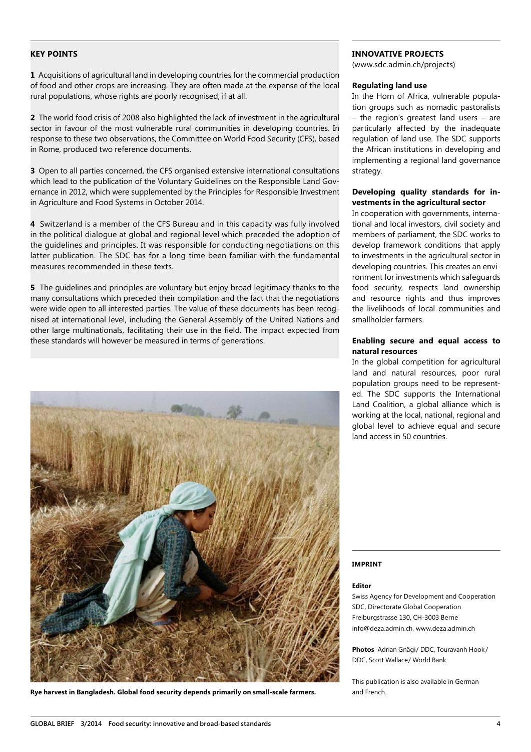## KEY POINTS

**1** Acquisitions of agricultural land in developing countries for the commercial production of food and other crops are increasing. They are often made at the expense of the local rural populations, whose rights are poorly recognised, if at all.

**2** The world food crisis of 2008 also highlighted the lack of investment in the agricultural sector in favour of the most vulnerable rural communities in developing countries. In response to these two observations, the Committee on World Food Security (CFS), based in Rome, produced two reference documents.

**3** Open to all parties concerned, the CFS organised extensive international consultations which lead to the publication of the Voluntary Guidelines on the Responsible Land Governance in 2012, which were supplemented by the Principles for Responsible Investment in Agriculture and Food Systems in October 2014.

**4** Switzerland is a member of the CFS Bureau and in this capacity was fully involved in the political dialogue at global and regional level which preceded the adoption of the guidelines and principles. It was responsible for conducting negotiations on this latter publication. The SDC has for a long time been familiar with the fundamental measures recommended in these texts.

**5** The guidelines and principles are voluntary but enjoy broad legitimacy thanks to the many consultations which preceded their compilation and the fact that the negotiations were wide open to all interested parties. The value of these documents has been recognised at international level, including the General Assembly of the United Nations and other large multinationals, facilitating their use in the field. The impact expected from these standards will however be measured in terms of generations.

**Rye harvest in Bangladesh. Global food security depends primarily on small-scale farmers.**

## INNOVATIVE PROJECTS

(www.sdc.admin.ch/projects)

### Regulating land use

In the Horn of Africa, vulnerable population groups such as nomadic pastoralists – the region's greatest land users – are particularly affected by the inadequate regulation of land use. The SDC supports the African institutions in developing and implementing a regional land governance strategy.

### Developing quality standards for investments in the agricultural sector

In cooperation with governments, international and local investors, civil society and members of parliament, the SDC works to develop framework conditions that apply to investments in the agricultural sector in developing countries. This creates an environment for investments which safeguards food security, respects land ownership and resource rights and thus improves the livelihoods of local communities and smallholder farmers.

### Enabling secure and equal access to natural resources

In the global competition for agricultural land and natural resources, poor rural population groups need to be represented. The SDC supports the International Land Coalition, a global alliance which is working at the local, national, regional and global level to achieve equal and secure land access in 50 countries.

## IMPRINT

**Editor**

Swiss Agency for Development and Cooperation SDC, Directorate Global Cooperation
Freiburgstrasse 130, CH-3003 Berne
info@deza.admin.ch, www.deza.admin.ch

**Photos** Adrian Gnägi/ DDC, Touravanh Hook/ DDC, Scott Wallace/ World Bank

This publication is also available in German and French.